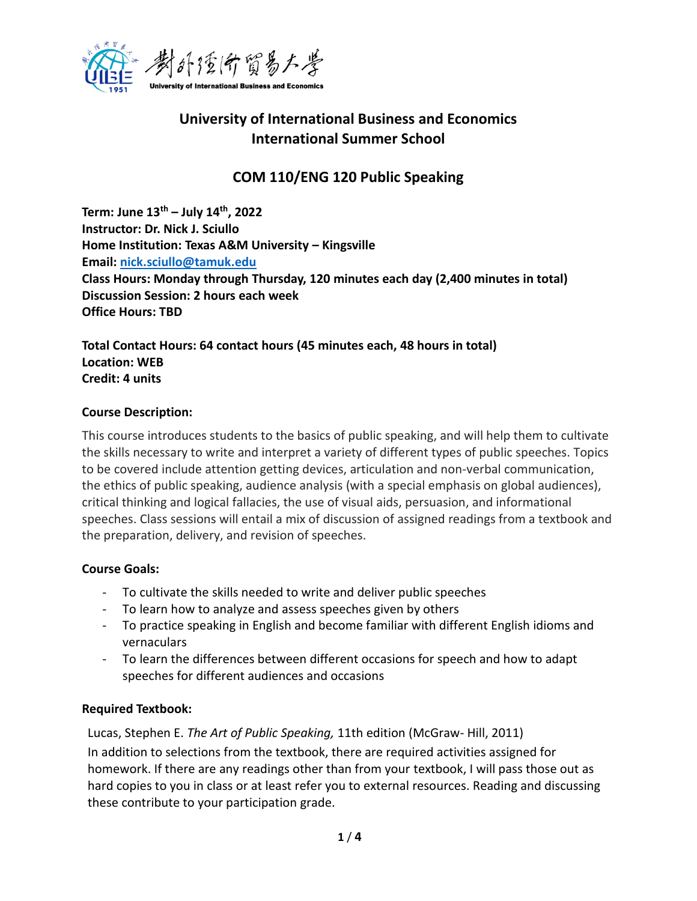# University of International Business and Economics
## International Summer School

## COM 110/ENG 120 Public Speaking

**Term: June 13th – July 14th, 2022**
**Instructor: Dr. Nick J. Sciullo**
**Home Institution: Texas A&M University – Kingsville**
**Email: nick.sciullo@tamuk.edu**
**Class Hours: Monday through Thursday, 120 minutes each day (2,400 minutes in total)**
**Discussion Session: 2 hours each week**
**Office Hours: TBD**

**Total Contact Hours: 64 contact hours (45 minutes each, 48 hours in total)**
**Location: WEB**
**Credit: 4 units**

### Course Description:

This course introduces students to the basics of public speaking, and will help them to cultivate the skills necessary to write and interpret a variety of different types of public speeches. Topics to be covered include attention getting devices, articulation and non-verbal communication, the ethics of public speaking, audience analysis (with a special emphasis on global audiences), critical thinking and logical fallacies, the use of visual aids, persuasion, and informational speeches. Class sessions will entail a mix of discussion of assigned readings from a textbook and the preparation, delivery, and revision of speeches.

### Course Goals:

- To cultivate the skills needed to write and deliver public speeches
- To learn how to analyze and assess speeches given by others
- To practice speaking in English and become familiar with different English idioms and vernaculars
- To learn the differences between different occasions for speech and how to adapt speeches for different audiences and occasions

### Required Textbook:

Lucas, Stephen E. *The Art of Public Speaking,* 11th edition (McGraw- Hill, 2011)

In addition to selections from the textbook, there are required activities assigned for homework. If there are any readings other than from your textbook, I will pass those out as hard copies to you in class or at least refer you to external resources. Reading and discussing these contribute to your participation grade.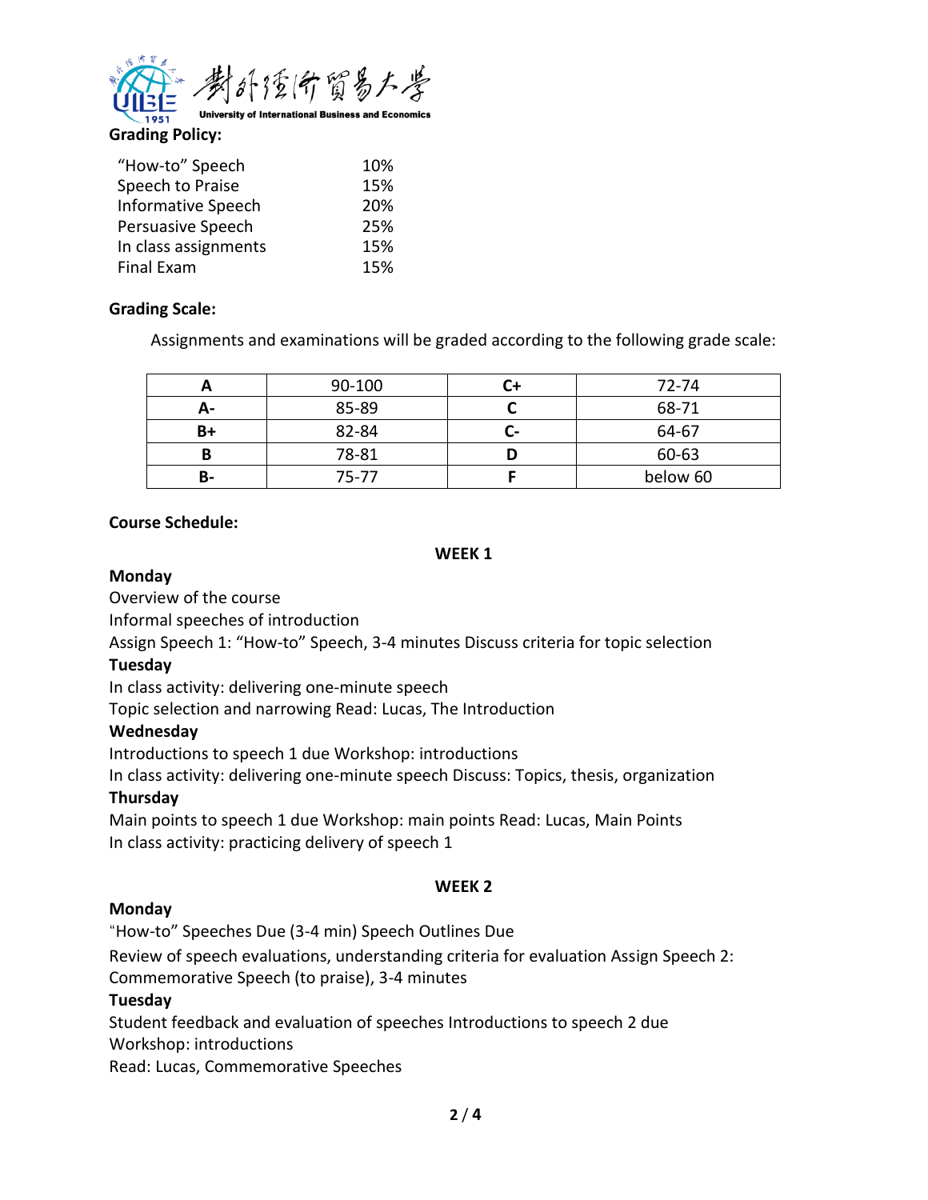**Grading Policy:**

| | |
|---|---|
| "How-to" Speech | 10% |
| Speech to Praise | 15% |
| Informative Speech | 20% |
| Persuasive Speech | 25% |
| In class assignments | 15% |
| Final Exam | 15% |

**Grading Scale:**

Assignments and examinations will be graded according to the following grade scale:

| A | 90-100 | C+ | 72-74 |
|---|---|---|---|
| A- | 85-89 | C | 68-71 |
| B+ | 82-84 | C- | 64-67 |
| B | 78-81 | D | 60-63 |
| B- | 75-77 | F | below 60 |

**Course Schedule:**

**WEEK 1**

**Monday**

Overview of the course

Informal speeches of introduction

Assign Speech 1: "How-to" Speech, 3-4 minutes Discuss criteria for topic selection

**Tuesday**

In class activity: delivering one-minute speech

Topic selection and narrowing Read: Lucas, The Introduction

**Wednesday**

Introductions to speech 1 due Workshop: introductions

In class activity: delivering one-minute speech Discuss: Topics, thesis, organization

**Thursday**

Main points to speech 1 due Workshop: main points Read: Lucas, Main Points

In class activity: practicing delivery of speech 1

**WEEK 2**

**Monday**

"How-to" Speeches Due (3-4 min) Speech Outlines Due

Review of speech evaluations, understanding criteria for evaluation Assign Speech 2: Commemorative Speech (to praise), 3-4 minutes

**Tuesday**

Student feedback and evaluation of speeches Introductions to speech 2 due

Workshop: introductions

Read: Lucas, Commemorative Speeches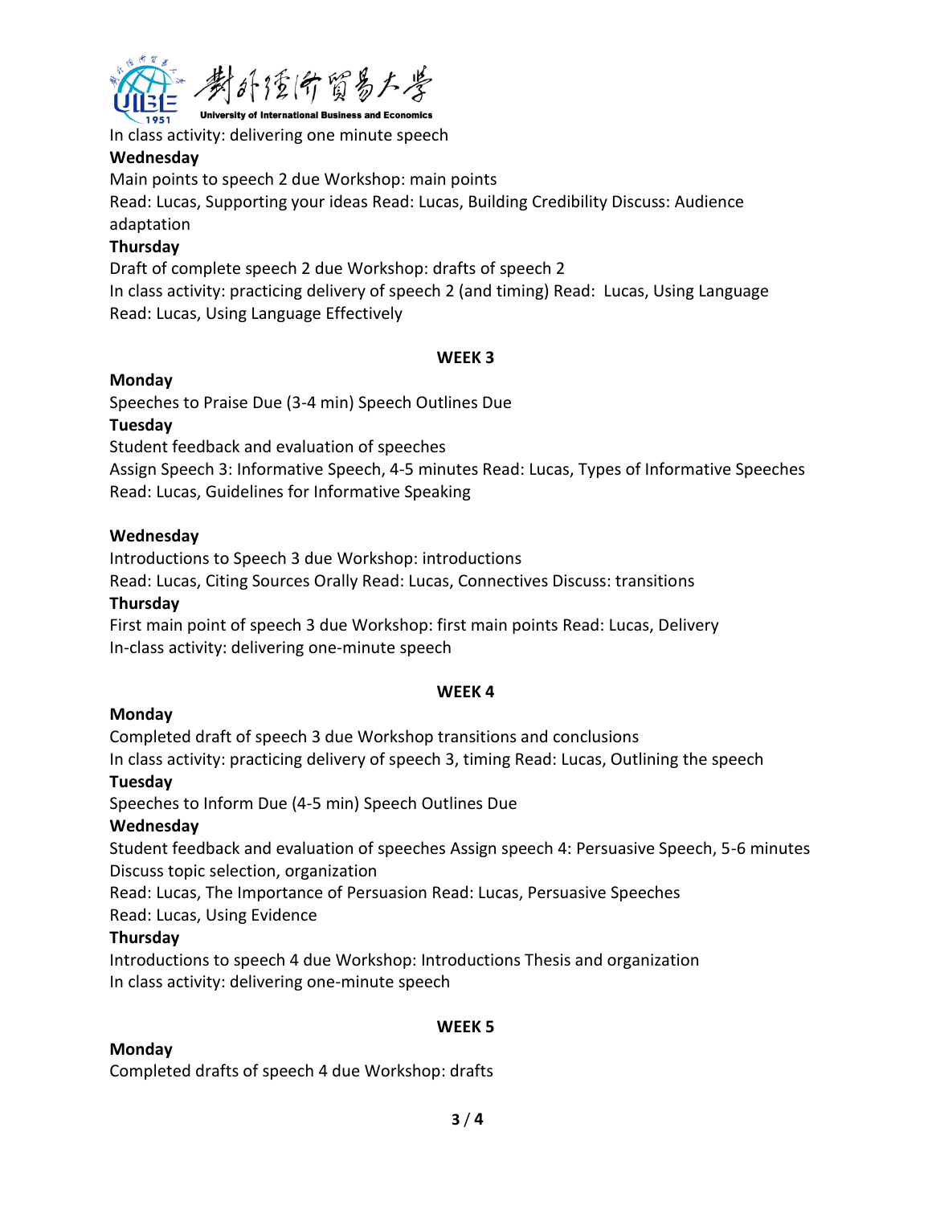In class activity: delivering one minute speech

**Wednesday**

Main points to speech 2 due Workshop: main points

Read: Lucas, Supporting your ideas Read: Lucas, Building Credibility Discuss: Audience adaptation

**Thursday**

Draft of complete speech 2 due Workshop: drafts of speech 2

In class activity: practicing delivery of speech 2 (and timing) Read: Lucas, Using Language

Read: Lucas, Using Language Effectively

**WEEK 3**

**Monday**

Speeches to Praise Due (3-4 min) Speech Outlines Due

**Tuesday**

Student feedback and evaluation of speeches

Assign Speech 3: Informative Speech, 4-5 minutes Read: Lucas, Types of Informative Speeches

Read: Lucas, Guidelines for Informative Speaking

**Wednesday**

Introductions to Speech 3 due Workshop: introductions

Read: Lucas, Citing Sources Orally Read: Lucas, Connectives Discuss: transitions

**Thursday**

First main point of speech 3 due Workshop: first main points Read: Lucas, Delivery

In-class activity: delivering one-minute speech

**WEEK 4**

**Monday**

Completed draft of speech 3 due Workshop transitions and conclusions

In class activity: practicing delivery of speech 3, timing Read: Lucas, Outlining the speech

**Tuesday**

Speeches to Inform Due (4-5 min) Speech Outlines Due

**Wednesday**

Student feedback and evaluation of speeches Assign speech 4: Persuasive Speech, 5-6 minutes

Discuss topic selection, organization

Read: Lucas, The Importance of Persuasion Read: Lucas, Persuasive Speeches

Read: Lucas, Using Evidence

**Thursday**

Introductions to speech 4 due Workshop: Introductions Thesis and organization

In class activity: delivering one-minute speech

**WEEK 5**

**Monday**

Completed drafts of speech 4 due Workshop: drafts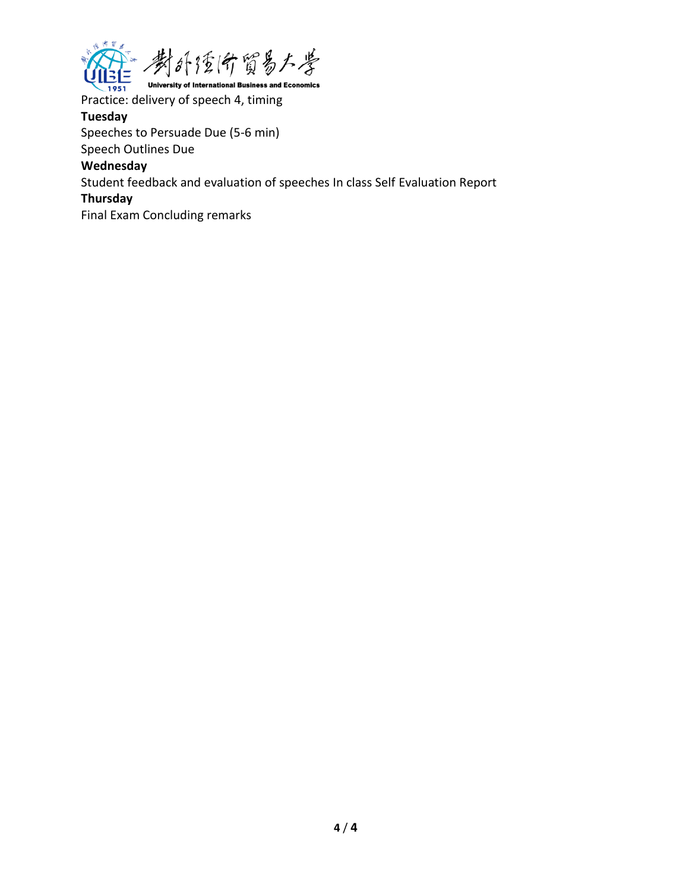Practice: delivery of speech 4, timing

**Tuesday**

Speeches to Persuade Due (5-6 min)

Speech Outlines Due

**Wednesday**

Student feedback and evaluation of speeches In class Self Evaluation Report

**Thursday**

Final Exam Concluding remarks